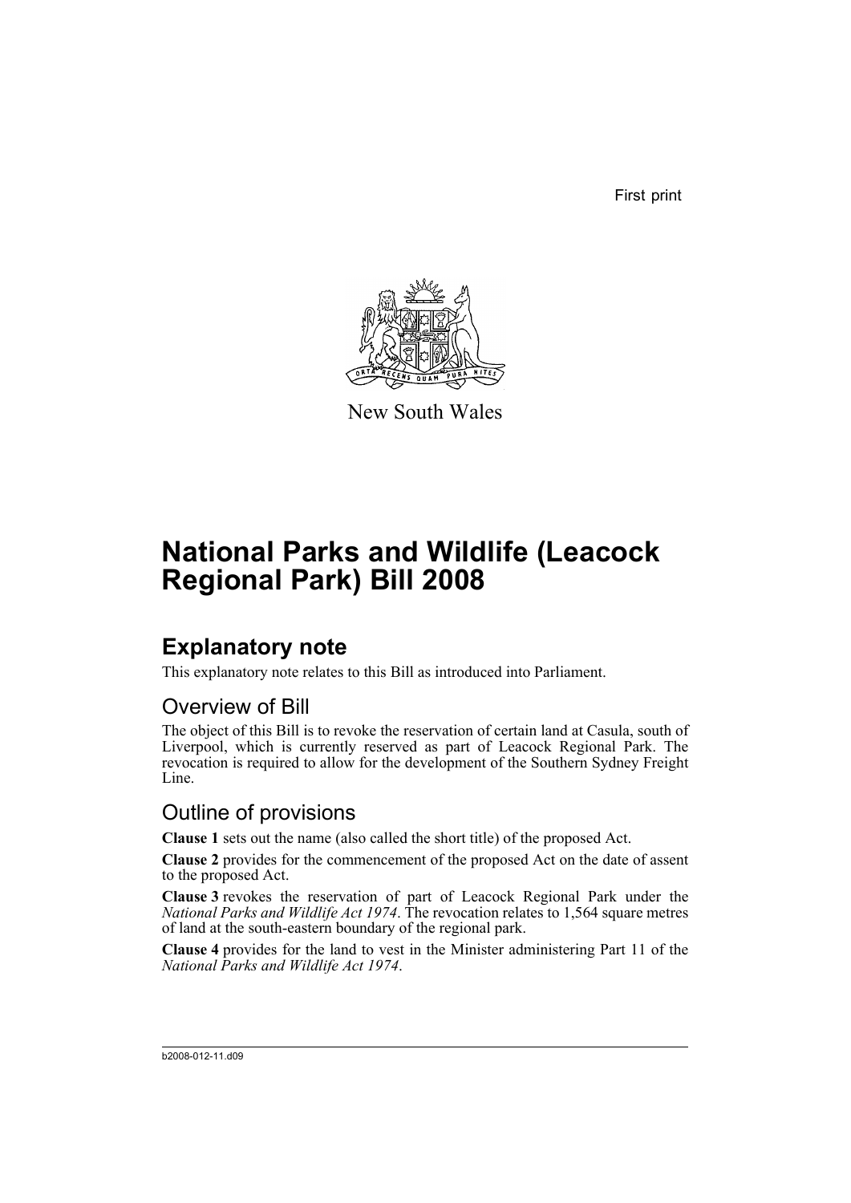First print

New South Wales

# National Parks and Wildlife (Leacock Regional Park) Bill 2008

## Explanatory note

This explanatory note relates to this Bill as introduced into Parliament.

### Overview of Bill

The object of this Bill is to revoke the reservation of certain land at Casula, south of Liverpool, which is currently reserved as part of Leacock Regional Park. The revocation is required to allow for the development of the Southern Sydney Freight Line.

### Outline of provisions

**Clause 1** sets out the name (also called the short title) of the proposed Act.

**Clause 2** provides for the commencement of the proposed Act on the date of assent to the proposed Act.

**Clause 3** revokes the reservation of part of Leacock Regional Park under the *National Parks and Wildlife Act 1974*. The revocation relates to 1,564 square metres of land at the south-eastern boundary of the regional park.

**Clause 4** provides for the land to vest in the Minister administering Part 11 of the *National Parks and Wildlife Act 1974*.

b2008-012-11.d09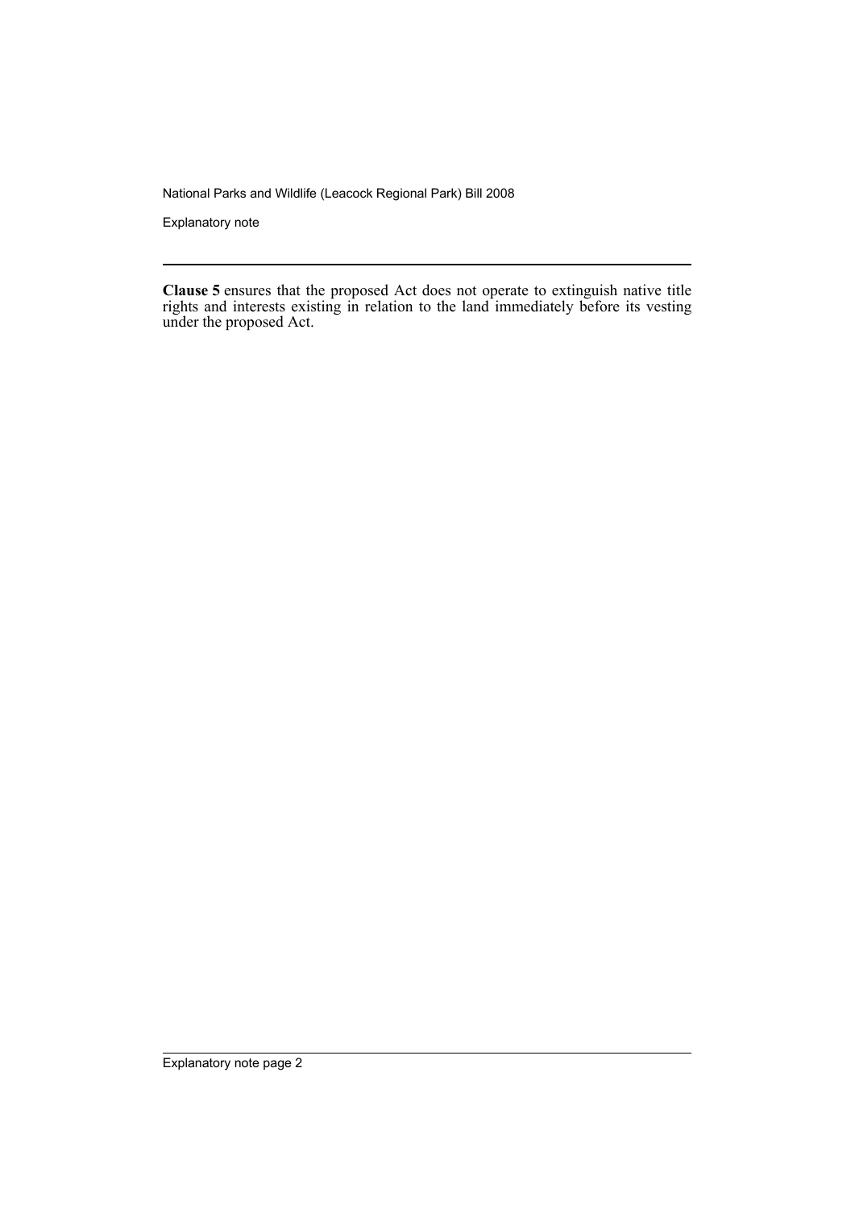**Clause 5** ensures that the proposed Act does not operate to extinguish native title rights and interests existing in relation to the land immediately before its vesting under the proposed Act.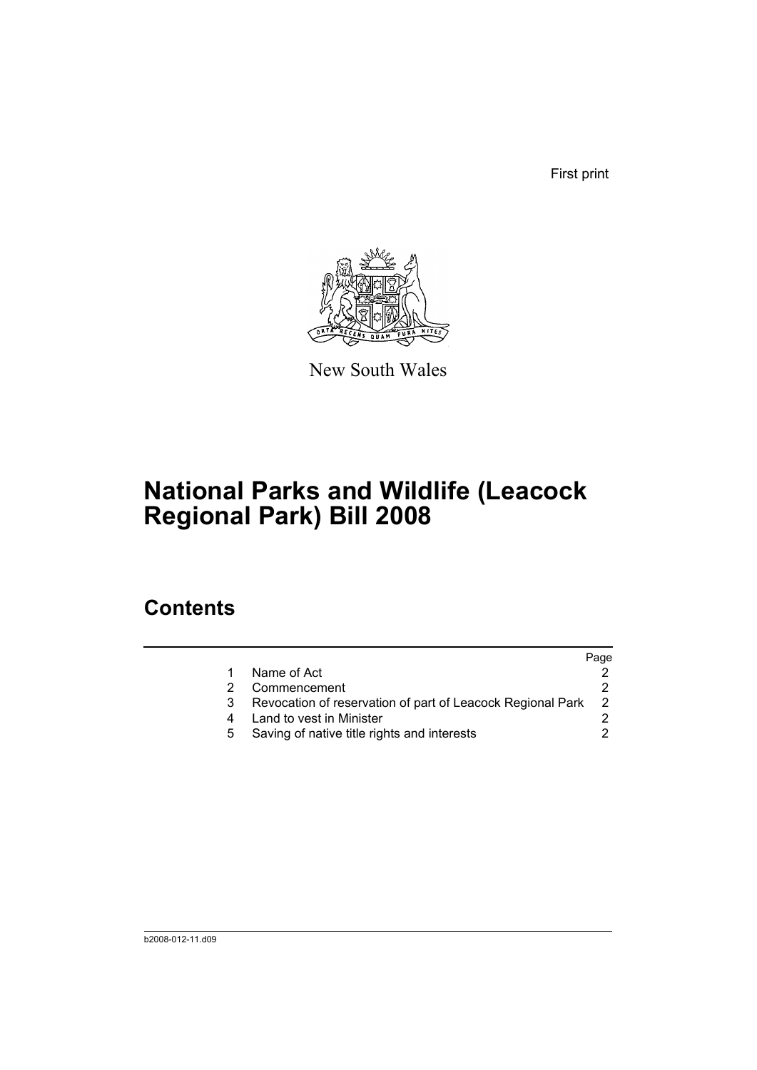First print

New South Wales

# National Parks and Wildlife (Leacock Regional Park) Bill 2008

## Contents

| | | Page |
|---|---|---|
| 1 | Name of Act | 2 |
| 2 | Commencement | 2 |
| 3 | Revocation of reservation of part of Leacock Regional Park | 2 |
| 4 | Land to vest in Minister | 2 |
| 5 | Saving of native title rights and interests | 2 |

b2008-012-11.d09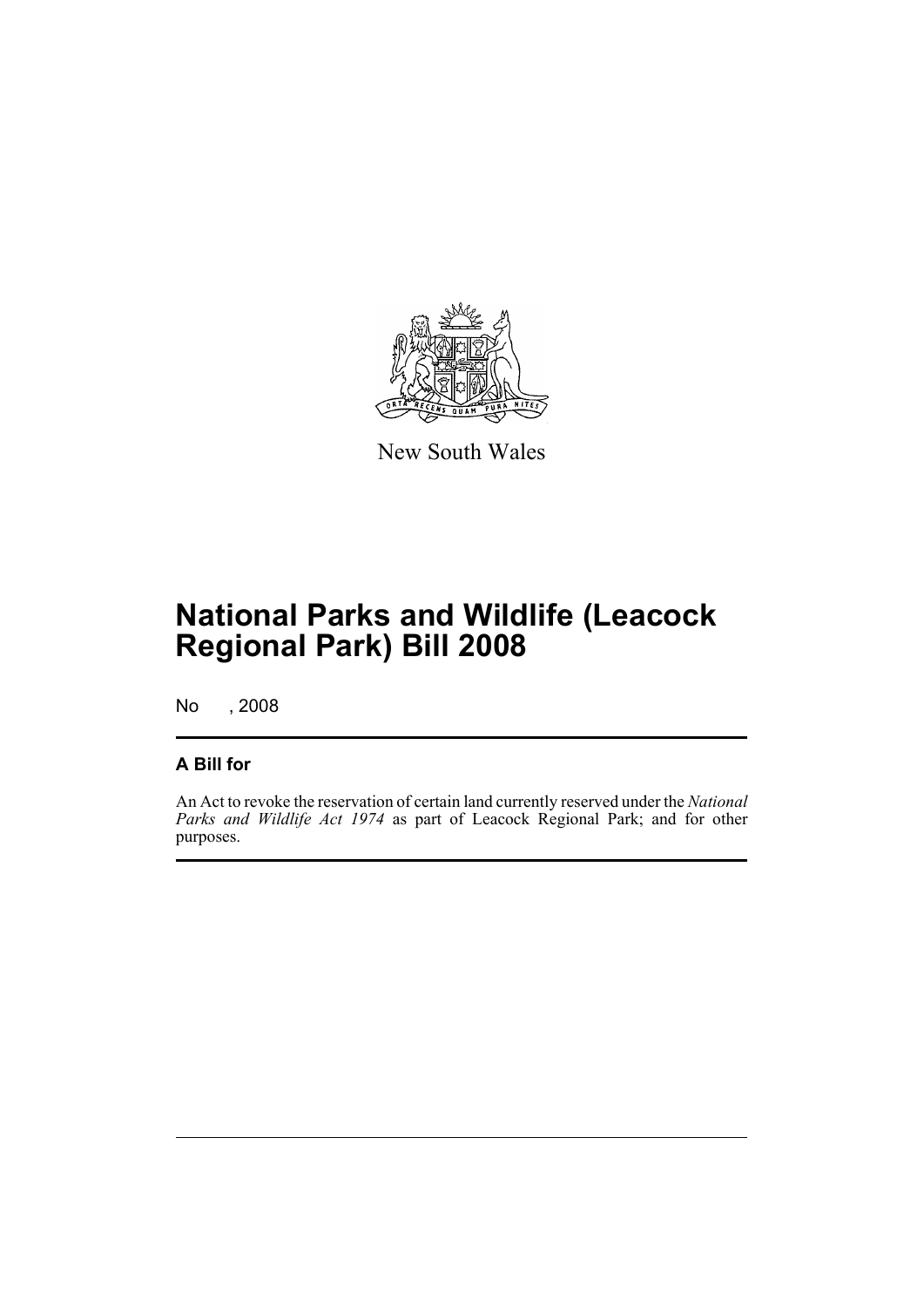New South Wales

# National Parks and Wildlife (Leacock Regional Park) Bill 2008

No , 2008

## A Bill for

An Act to revoke the reservation of certain land currently reserved under the *National Parks and Wildlife Act 1974* as part of Leacock Regional Park; and for other purposes.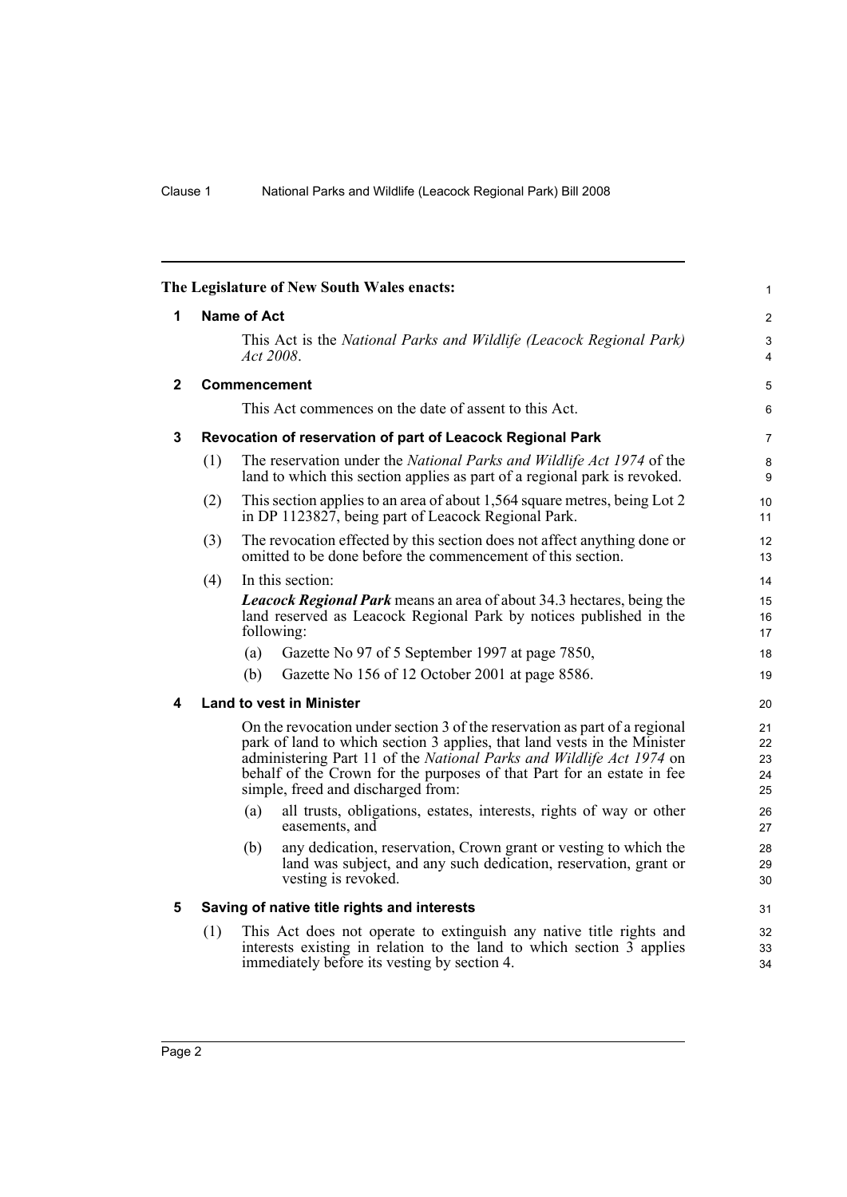The Legislature of New South Wales enacts:

## 1 Name of Act

This Act is the *National Parks and Wildlife (Leacock Regional Park) Act 2008*.

## 2 Commencement

This Act commences on the date of assent to this Act.

## 3 Revocation of reservation of part of Leacock Regional Park

(1) The reservation under the *National Parks and Wildlife Act 1974* of the land to which this section applies as part of a regional park is revoked.

(2) This section applies to an area of about 1,564 square metres, being Lot 2 in DP 1123827, being part of Leacock Regional Park.

(3) The revocation effected by this section does not affect anything done or omitted to be done before the commencement of this section.

(4) In this section:

***Leacock Regional Park*** means an area of about 34.3 hectares, being the land reserved as Leacock Regional Park by notices published in the following:

- (a) Gazette No 97 of 5 September 1997 at page 7850,
- (b) Gazette No 156 of 12 October 2001 at page 8586.

## 4 Land to vest in Minister

On the revocation under section 3 of the reservation as part of a regional park of land to which section 3 applies, that land vests in the Minister administering Part 11 of the *National Parks and Wildlife Act 1974* on behalf of the Crown for the purposes of that Part for an estate in fee simple, freed and discharged from:

- (a) all trusts, obligations, estates, interests, rights of way or other easements, and
- (b) any dedication, reservation, Crown grant or vesting to which the land was subject, and any such dedication, reservation, grant or vesting is revoked.

## 5 Saving of native title rights and interests

(1) This Act does not operate to extinguish any native title rights and interests existing in relation to the land to which section 3 applies immediately before its vesting by section 4.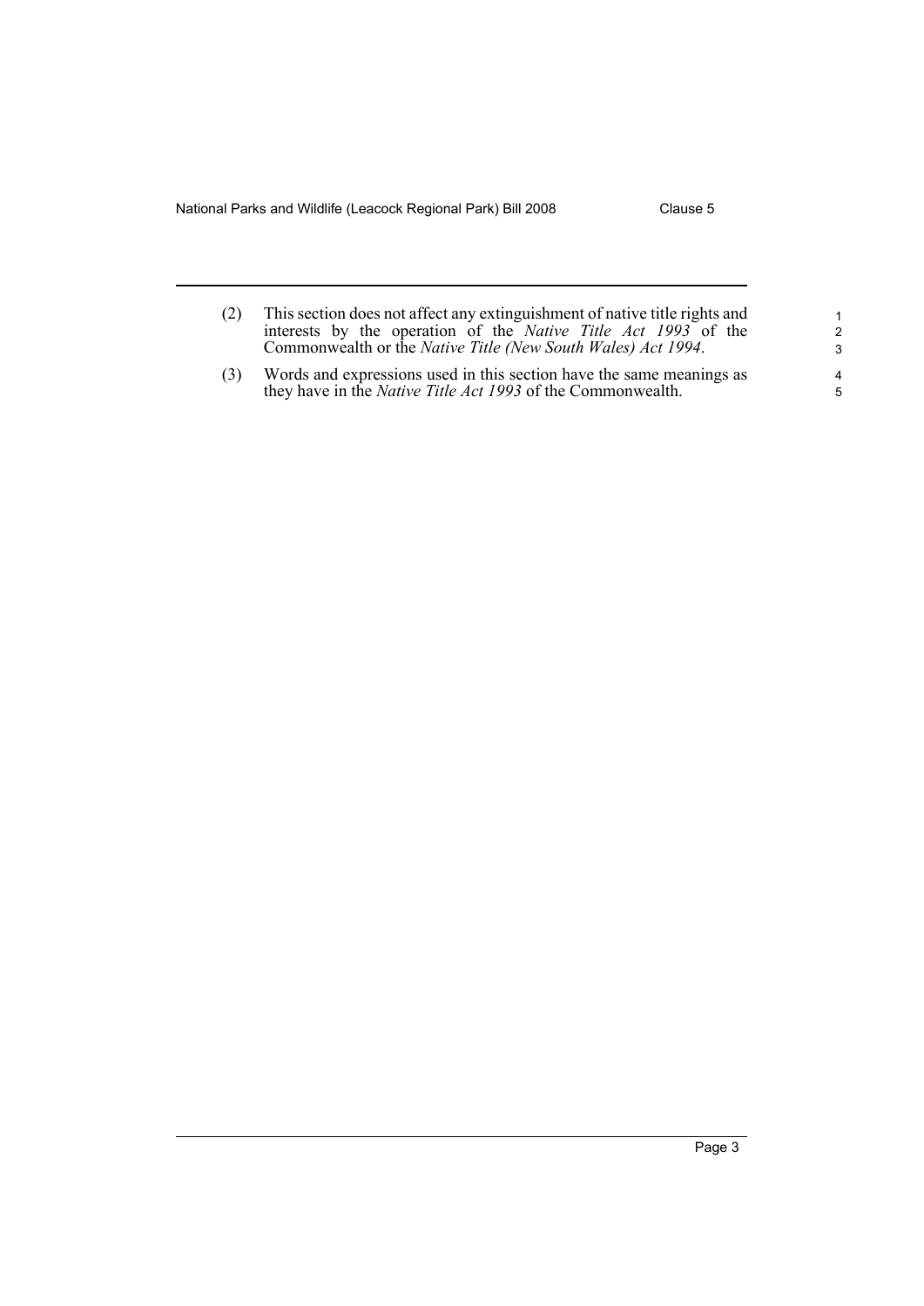(2) This section does not affect any extinguishment of native title rights and interests by the operation of the *Native Title Act 1993* of the Commonwealth or the *Native Title (New South Wales) Act 1994*.

(3) Words and expressions used in this section have the same meanings as they have in the *Native Title Act 1993* of the Commonwealth.